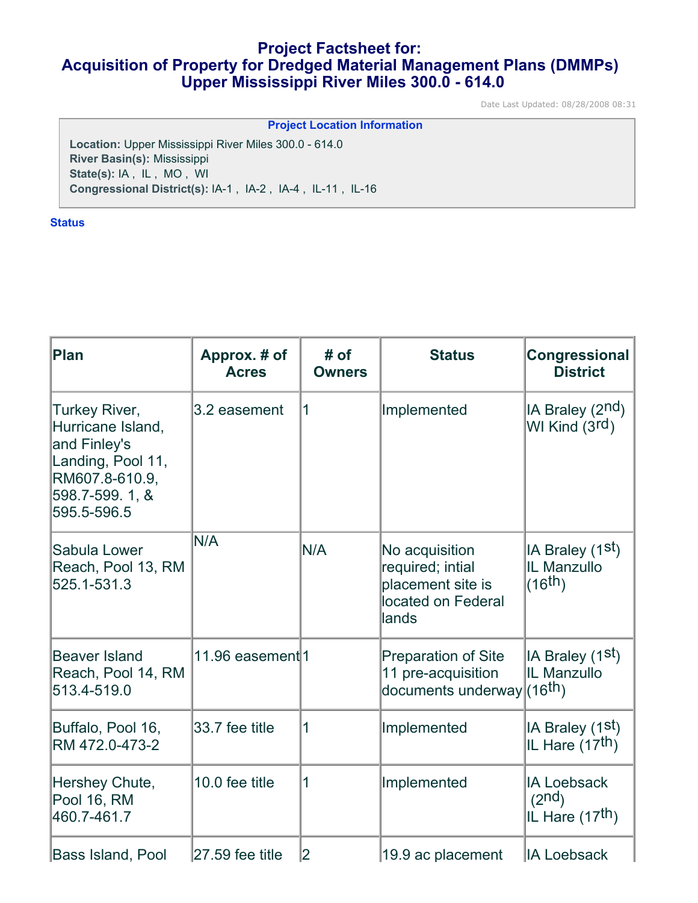# Project Factsheet for:
# Acquisition of Property for Dredged Material Management Plans (DMMPs) Upper Mississippi River Miles 300.0 - 614.0

Date Last Updated: 08/28/2008 08:31

**Project Location Information**

**Location:** Upper Mississippi River Miles 300.0 - 614.0
**River Basin(s):** Mississippi
**State(s):** IA , IL , MO , WI
**Congressional District(s):** IA-1 , IA-2 , IA-4 , IL-11 , IL-16

**Status**

| Plan | Approx. # of Acres | # of Owners | Status | Congressional District |
|---|---|---|---|---|
| Turkey River, Hurricane Island, and Finley's Landing, Pool 11, RM607.8-610.9, 598.7-599. 1, & 595.5-596.5 | 3.2 easement | 1 | Implemented | IA Braley (2nd) WI Kind (3rd) |
| Sabula Lower Reach, Pool 13, RM 525.1-531.3 | N/A | N/A | No acquisition required; intial placement site is located on Federal lands | IA Braley (1st) IL Manzullo (16th) |
| Beaver Island Reach, Pool 14, RM 513.4-519.0 | 11.96 easement | 1 | Preparation of Site 11 pre-acquisition documents underway | IA Braley (1st) IL Manzullo (16th) |
| Buffalo, Pool 16, RM 472.0-473-2 | 33.7 fee title | 1 | Implemented | IA Braley (1st) IL Hare (17th) |
| Hershey Chute, Pool 16, RM 460.7-461.7 | 10.0 fee title | 1 | Implemented | IA Loebsack (2nd) IL Hare (17th) |
| Bass Island, Pool | 27.59 fee title | 2 | 19.9 ac placement | IA Loebsack |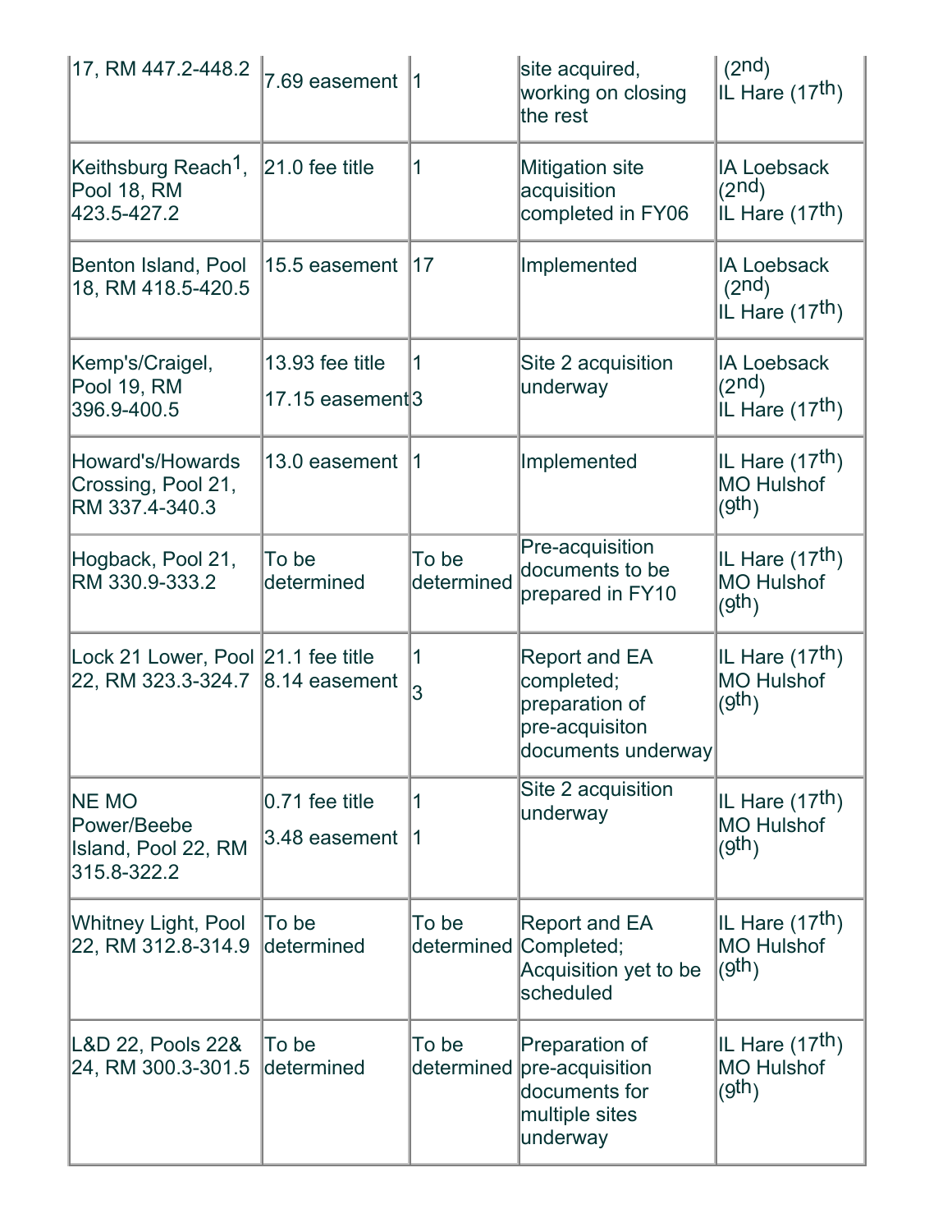| | | | | |
|---|---|---|---|---|
| 17, RM 447.2-448.2 | 7.69 easement | 1 | site acquired, working on closing the rest | (2nd)<br>IL Hare (17th) |
| Keithsburg Reach[1], Pool 18, RM 423.5-427.2 | 21.0 fee title | 1 | Mitigation site acquisition completed in FY06 | IA Loebsack (2nd)<br>IL Hare (17th) |
| Benton Island, Pool 18, RM 418.5-420.5 | 15.5 easement | 17 | Implemented | IA Loebsack (2nd)<br>IL Hare (17th) |
| Kemp's/Craigel, Pool 19, RM 396.9-400.5 | 13.93 fee title<br>17.15 easement | 1<br>3 | Site 2 acquisition underway | IA Loebsack (2nd)<br>IL Hare (17th) |
| Howard's/Howards Crossing, Pool 21, RM 337.4-340.3 | 13.0 easement | 1 | Implemented | IL Hare (17th)<br>MO Hulshof (9th) |
| Hogback, Pool 21, RM 330.9-333.2 | To be determined | To be determined | Pre-acquisition documents to be prepared in FY10 | IL Hare (17th)<br>MO Hulshof (9th) |
| Lock 21 Lower, Pool 22, RM 323.3-324.7 | 21.1 fee title<br>8.14 easement | 1<br>3 | Report and EA completed; preparation of pre-acquisiton documents underway | IL Hare (17th)<br>MO Hulshof (9th) |
| NE MO Power/Beebe Island, Pool 22, RM 315.8-322.2 | 0.71 fee title<br>3.48 easement | 1<br>1 | Site 2 acquisition underway | IL Hare (17th)<br>MO Hulshof (9th) |
| Whitney Light, Pool 22, RM 312.8-314.9 | To be determined | To be determined | Report and EA Completed; Acquisition yet to be scheduled | IL Hare (17th)<br>MO Hulshof (9th) |
| L&D 22, Pools 22& 24, RM 300.3-301.5 | To be determined | To be determined | Preparation of pre-acquisition documents for multiple sites underway | IL Hare (17th)<br>MO Hulshof (9th) |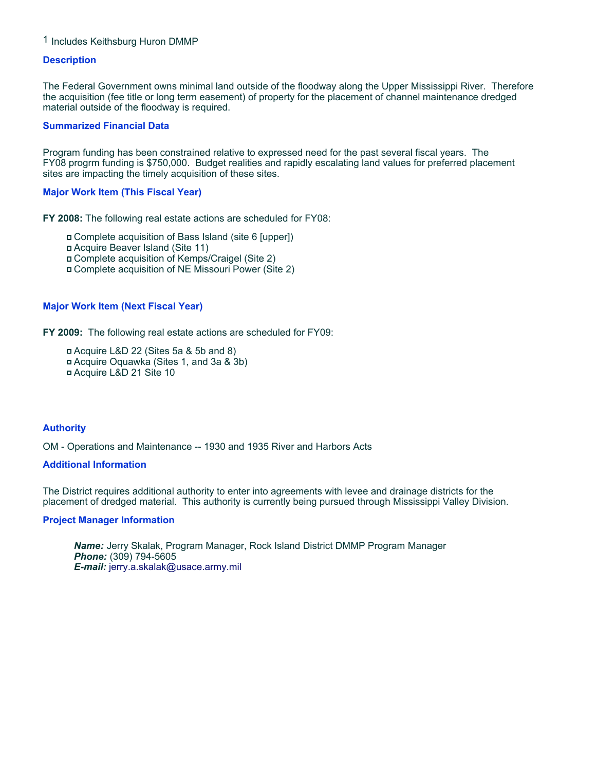[1] Includes Keithsburg Huron DMMP

### Description

The Federal Government owns minimal land outside of the floodway along the Upper Mississippi River. Therefore the acquisition (fee title or long term easement) of property for the placement of channel maintenance dredged material outside of the floodway is required.

### Summarized Financial Data

Program funding has been constrained relative to expressed need for the past several fiscal years. The FY08 progrm funding is $750,000. Budget realities and rapidly escalating land values for preferred placement sites are impacting the timely acquisition of these sites.

### Major Work Item (This Fiscal Year)

**FY 2008:** The following real estate actions are scheduled for FY08:

- Complete acquisition of Bass Island (site 6 [upper])
- Acquire Beaver Island (Site 11)
- Complete acquisition of Kemps/Craigel (Site 2)
- Complete acquisition of NE Missouri Power (Site 2)

### Major Work Item (Next Fiscal Year)

**FY 2009:** The following real estate actions are scheduled for FY09:

- Acquire L&D 22 (Sites 5a & 5b and 8)
- Acquire Oquawka (Sites 1, and 3a & 3b)
- Acquire L&D 21 Site 10

### Authority

OM - Operations and Maintenance -- 1930 and 1935 River and Harbors Acts

### Additional Information

The District requires additional authority to enter into agreements with levee and drainage districts for the placement of dredged material. This authority is currently being pursued through Mississippi Valley Division.

### Project Manager Information

***Name:*** Jerry Skalak, Program Manager, Rock Island District DMMP Program Manager
***Phone:*** (309) 794-5605
***E-mail:*** jerry.a.skalak@usace.army.mil